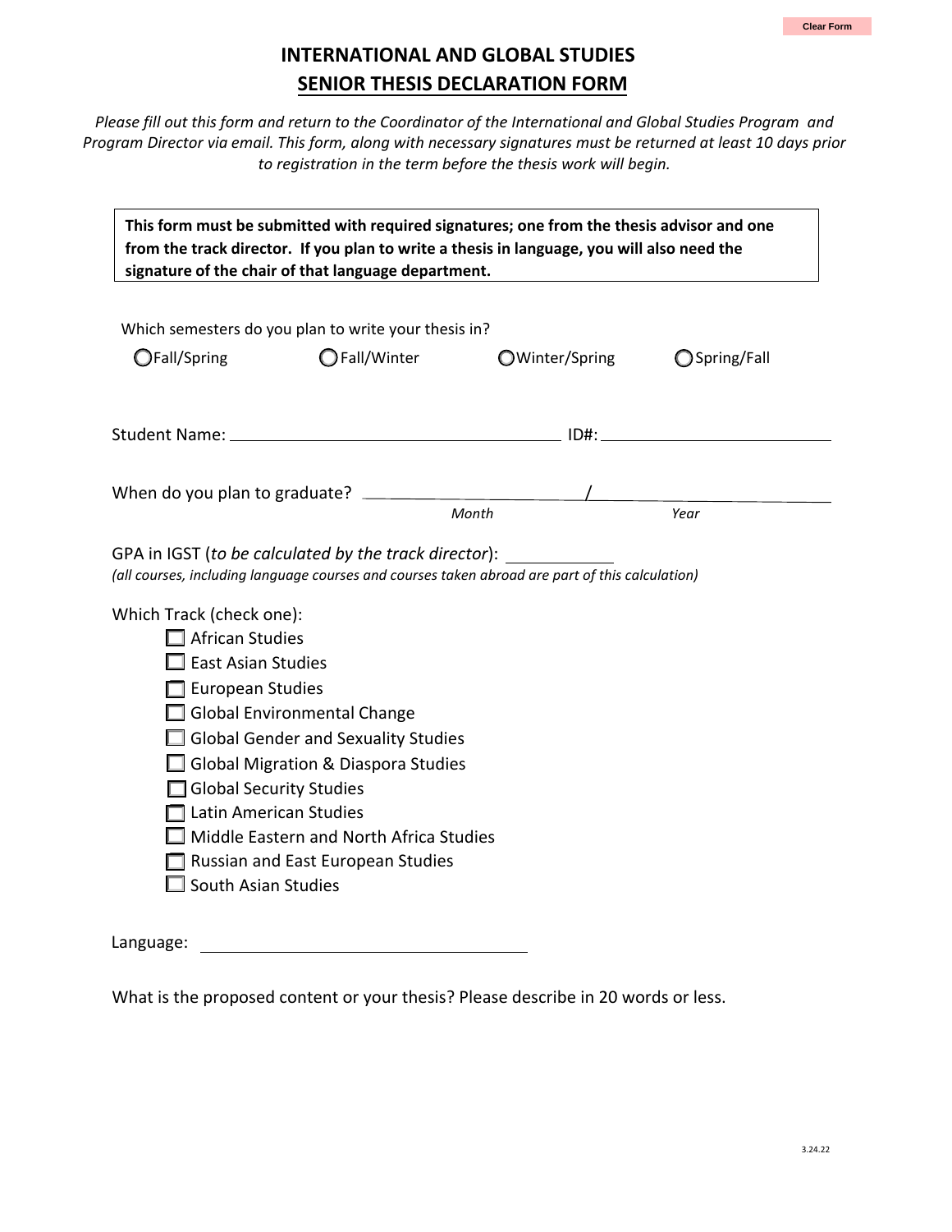# INTERNATIONAL AND GLOBAL STUDIES

## SENIOR THESIS DECLARATION FORM

*Please fill out this form and return to the Coordinator of the International and Global Studies Program and Program Director via email. This form, along with necessary signatures must be returned at least 10 days prior to registration in the term before the thesis work will begin.*

**This form must be submitted with required signatures; one from the thesis advisor and one from the track director. If you plan to write a thesis in language, you will also need the signature of the chair of that language department.**

Which semesters do you plan to write your thesis in?

- ○ Fall/Spring
- ○ Fall/Winter
- ○ Winter/Spring
- ○ Spring/Fall

Student Name: ______________________________ ID#: ____________________

When do you plan to graduate? ____________________ / ____________________
*Month* *Year*

GPA in IGST (*to be calculated by the track director*): __________
*(all courses, including language courses and courses taken abroad are part of this calculation)*

Which Track (check one):

- ☐ African Studies
- ☐ East Asian Studies
- ☐ European Studies
- ☐ Global Environmental Change
- ☐ Global Gender and Sexuality Studies
- ☐ Global Migration & Diaspora Studies
- ☐ Global Security Studies
- ☐ Latin American Studies
- ☐ Middle Eastern and North Africa Studies
- ☐ Russian and East European Studies
- ☐ South Asian Studies

Language: ______________________________

What is the proposed content or your thesis? Please describe in 20 words or less.

3.24.22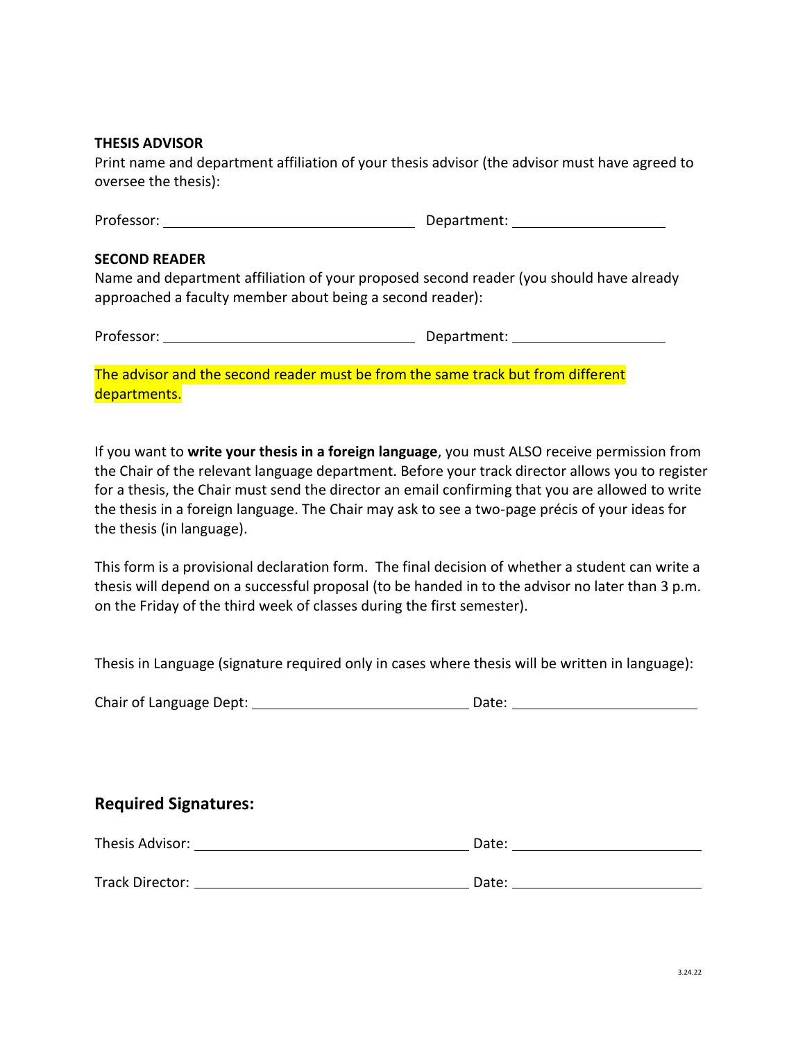**THESIS ADVISOR**

Print name and department affiliation of your thesis advisor (the advisor must have agreed to oversee the thesis):

Professor: ______________________________ Department: ____________________

**SECOND READER**

Name and department affiliation of your proposed second reader (you should have already approached a faculty member about being a second reader):

Professor: ______________________________ Department: ____________________

The advisor and the second reader must be from the same track but from different departments.

If you want to **write your thesis in a foreign language**, you must ALSO receive permission from the Chair of the relevant language department. Before your track director allows you to register for a thesis, the Chair must send the director an email confirming that you are allowed to write the thesis in a foreign language. The Chair may ask to see a two-page précis of your ideas for the thesis (in language).

This form is a provisional declaration form. The final decision of whether a student can write a thesis will depend on a successful proposal (to be handed in to the advisor no later than 3 p.m. on the Friday of the third week of classes during the first semester).

Thesis in Language (signature required only in cases where thesis will be written in language):

Chair of Language Dept: ____________________________ Date: ________________________

## Required Signatures:

Thesis Advisor: ____________________________________ Date: ________________________

Track Director: ____________________________________ Date: ________________________

3.24.22